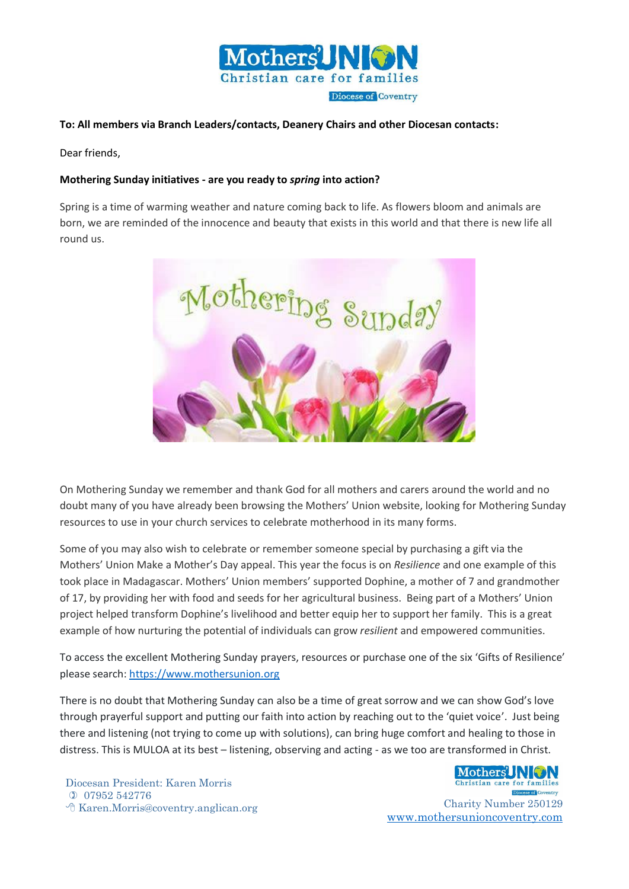**To: All members via Branch Leaders/contacts, Deanery Chairs and other Diocesan contacts:**

Dear friends,

**Mothering Sunday initiatives - are you ready to *spring* into action?**

Spring is a time of warming weather and nature coming back to life. As flowers bloom and animals are born, we are reminded of the innocence and beauty that exists in this world and that there is new life all round us.

On Mothering Sunday we remember and thank God for all mothers and carers around the world and no doubt many of you have already been browsing the Mothers' Union website, looking for Mothering Sunday resources to use in your church services to celebrate motherhood in its many forms.

Some of you may also wish to celebrate or remember someone special by purchasing a gift via the Mothers' Union Make a Mother's Day appeal. This year the focus is on *Resilience* and one example of this took place in Madagascar. Mothers' Union members' supported Dophine, a mother of 7 and grandmother of 17, by providing her with food and seeds for her agricultural business. Being part of a Mothers' Union project helped transform Dophine's livelihood and better equip her to support her family. This is a great example of how nurturing the potential of individuals can grow *resilient* and empowered communities.

To access the excellent Mothering Sunday prayers, resources or purchase one of the six 'Gifts of Resilience' please search: https://www.mothersunion.org

There is no doubt that Mothering Sunday can also be a time of great sorrow and we can show God's love through prayerful support and putting our faith into action by reaching out to the 'quiet voice'. Just being there and listening (not trying to come up with solutions), can bring huge comfort and healing to those in distress. This is MULOA at its best – listening, observing and acting - as we too are transformed in Christ.

Diocesan President: Karen Morris
07952 542776
Karen.Morris@coventry.anglican.org

Charity Number 250129
www.mothersunioncoventry.com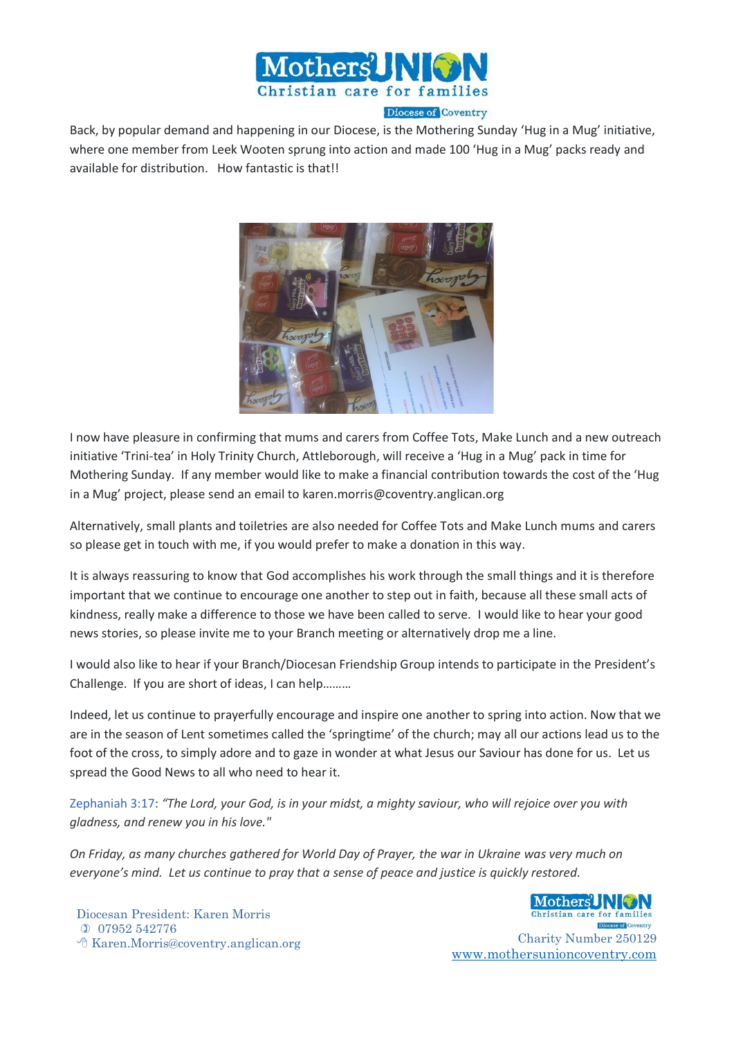Back, by popular demand and happening in our Diocese, is the Mothering Sunday 'Hug in a Mug' initiative, where one member from Leek Wooten sprung into action and made 100 'Hug in a Mug' packs ready and available for distribution. How fantastic is that!!

I now have pleasure in confirming that mums and carers from Coffee Tots, Make Lunch and a new outreach initiative 'Trini-tea' in Holy Trinity Church, Attleborough, will receive a 'Hug in a Mug' pack in time for Mothering Sunday. If any member would like to make a financial contribution towards the cost of the 'Hug in a Mug' project, please send an email to karen.morris@coventry.anglican.org

Alternatively, small plants and toiletries are also needed for Coffee Tots and Make Lunch mums and carers so please get in touch with me, if you would prefer to make a donation in this way.

It is always reassuring to know that God accomplishes his work through the small things and it is therefore important that we continue to encourage one another to step out in faith, because all these small acts of kindness, really make a difference to those we have been called to serve. I would like to hear your good news stories, so please invite me to your Branch meeting or alternatively drop me a line.

I would also like to hear if your Branch/Diocesan Friendship Group intends to participate in the President's Challenge. If you are short of ideas, I can help………

Indeed, let us continue to prayerfully encourage and inspire one another to spring into action. Now that we are in the season of Lent sometimes called the 'springtime' of the church; may all our actions lead us to the foot of the cross, to simply adore and to gaze in wonder at what Jesus our Saviour has done for us. Let us spread the Good News to all who need to hear it.

Zephaniah 3:17: *"The Lord, your God, is in your midst, a mighty saviour, who will rejoice over you with gladness, and renew you in his love."*

*On Friday, as many churches gathered for World Day of Prayer, the war in Ukraine was very much on everyone's mind. Let us continue to pray that a sense of peace and justice is quickly restored.*

Diocesan President: Karen Morris
07952 542776
Karen.Morris@coventry.anglican.org

Charity Number 250129
www.mothersunioncoventry.com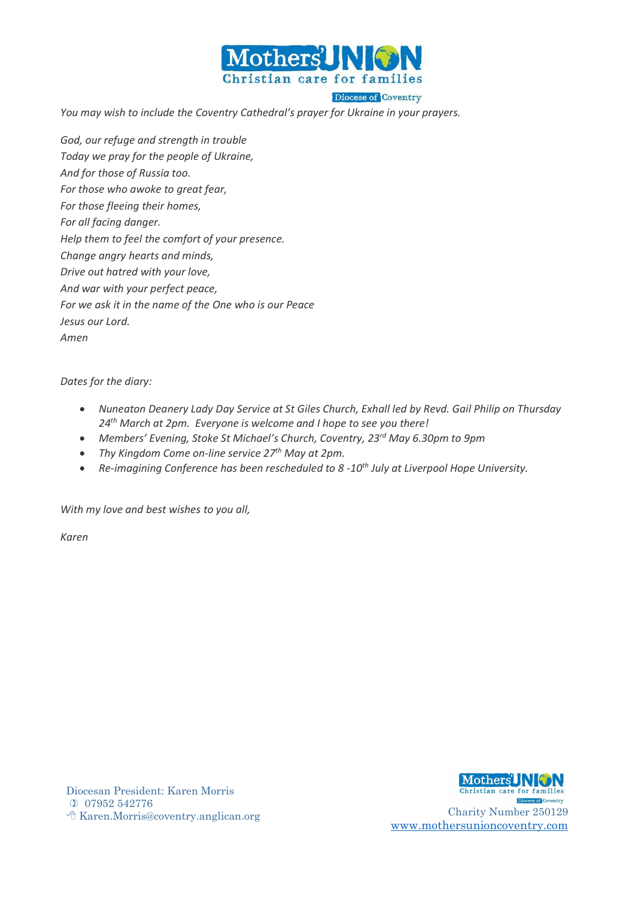*You may wish to include the Coventry Cathedral's prayer for Ukraine in your prayers.*

*God, our refuge and strength in trouble*
*Today we pray for the people of Ukraine,*
*And for those of Russia too.*
*For those who awoke to great fear,*
*For those fleeing their homes,*
*For all facing danger.*
*Help them to feel the comfort of your presence.*
*Change angry hearts and minds,*
*Drive out hatred with your love,*
*And war with your perfect peace,*
*For we ask it in the name of the One who is our Peace*
*Jesus our Lord.*
*Amen*

*Dates for the diary:*

- *Nuneaton Deanery Lady Day Service at St Giles Church, Exhall led by Revd. Gail Philip on Thursday 24th March at 2pm. Everyone is welcome and I hope to see you there!*
- *Members' Evening, Stoke St Michael's Church, Coventry, 23rd May 6.30pm to 9pm*
- *Thy Kingdom Come on-line service 27th May at 2pm.*
- *Re-imagining Conference has been rescheduled to 8 -10th July at Liverpool Hope University.*

*With my love and best wishes to you all,*

*Karen*

Diocesan President: Karen Morris
07952 542776
Karen.Morris@coventry.anglican.org

Charity Number 250129
www.mothersunioncoventry.com